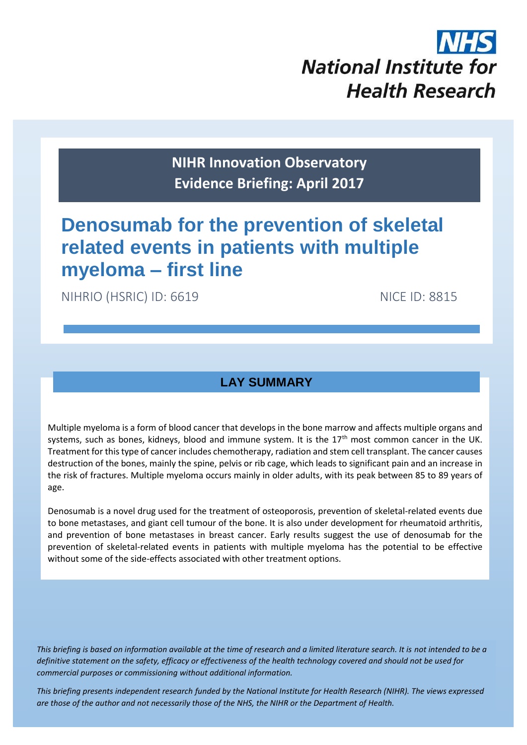NHS
**National Institute for Health Research**

**NIHR Innovation Observatory**
**Evidence Briefing: April 2017**

# Denosumab for the prevention of skeletal related events in patients with multiple myeloma – first line

NIHRIO (HSRIC) ID: 6619 NICE ID: 8815

## LAY SUMMARY

Multiple myeloma is a form of blood cancer that develops in the bone marrow and affects multiple organs and systems, such as bones, kidneys, blood and immune system. It is the 17th most common cancer in the UK. Treatment for this type of cancer includes chemotherapy, radiation and stem cell transplant. The cancer causes destruction of the bones, mainly the spine, pelvis or rib cage, which leads to significant pain and an increase in the risk of fractures. Multiple myeloma occurs mainly in older adults, with its peak between 85 to 89 years of age.

Denosumab is a novel drug used for the treatment of osteoporosis, prevention of skeletal-related events due to bone metastases, and giant cell tumour of the bone. It is also under development for rheumatoid arthritis, and prevention of bone metastases in breast cancer. Early results suggest the use of denosumab for the prevention of skeletal-related events in patients with multiple myeloma has the potential to be effective without some of the side-effects associated with other treatment options.

*This briefing is based on information available at the time of research and a limited literature search. It is not intended to be a definitive statement on the safety, efficacy or effectiveness of the health technology covered and should not be used for commercial purposes or commissioning without additional information.*

*This briefing presents independent research funded by the National Institute for Health Research (NIHR). The views expressed are those of the author and not necessarily those of the NHS, the NIHR or the Department of Health.*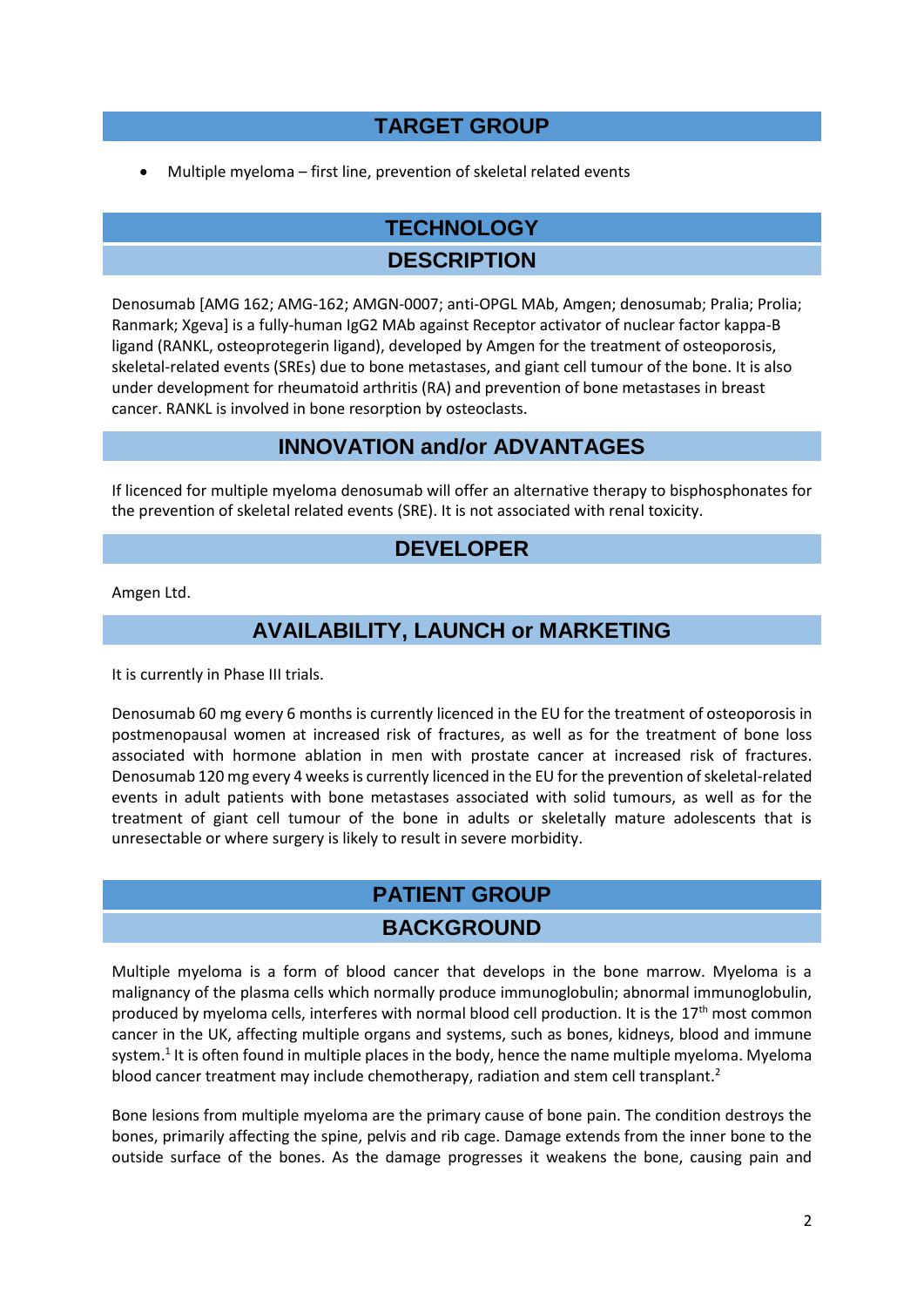## TARGET GROUP

- Multiple myeloma – first line, prevention of skeletal related events

## TECHNOLOGY

### DESCRIPTION

Denosumab [AMG 162; AMG-162; AMGN-0007; anti-OPGL MAb, Amgen; denosumab; Pralia; Prolia; Ranmark; Xgeva] is a fully-human IgG2 MAb against Receptor activator of nuclear factor kappa-B ligand (RANKL, osteoprotegerin ligand), developed by Amgen for the treatment of osteoporosis, skeletal-related events (SREs) due to bone metastases, and giant cell tumour of the bone. It is also under development for rheumatoid arthritis (RA) and prevention of bone metastases in breast cancer. RANKL is involved in bone resorption by osteoclasts.

### INNOVATION and/or ADVANTAGES

If licenced for multiple myeloma denosumab will offer an alternative therapy to bisphosphonates for the prevention of skeletal related events (SRE). It is not associated with renal toxicity.

### DEVELOPER

Amgen Ltd.

### AVAILABILITY, LAUNCH or MARKETING

It is currently in Phase III trials.

Denosumab 60 mg every 6 months is currently licenced in the EU for the treatment of osteoporosis in postmenopausal women at increased risk of fractures, as well as for the treatment of bone loss associated with hormone ablation in men with prostate cancer at increased risk of fractures. Denosumab 120 mg every 4 weeks is currently licenced in the EU for the prevention of skeletal-related events in adult patients with bone metastases associated with solid tumours, as well as for the treatment of giant cell tumour of the bone in adults or skeletally mature adolescents that is unresectable or where surgery is likely to result in severe morbidity.

## PATIENT GROUP

### BACKGROUND

Multiple myeloma is a form of blood cancer that develops in the bone marrow. Myeloma is a malignancy of the plasma cells which normally produce immunoglobulin; abnormal immunoglobulin, produced by myeloma cells, interferes with normal blood cell production. It is the 17th most common cancer in the UK, affecting multiple organs and systems, such as bones, kidneys, blood and immune system.[1] It is often found in multiple places in the body, hence the name multiple myeloma. Myeloma blood cancer treatment may include chemotherapy, radiation and stem cell transplant.[2]

Bone lesions from multiple myeloma are the primary cause of bone pain. The condition destroys the bones, primarily affecting the spine, pelvis and rib cage. Damage extends from the inner bone to the outside surface of the bones. As the damage progresses it weakens the bone, causing pain and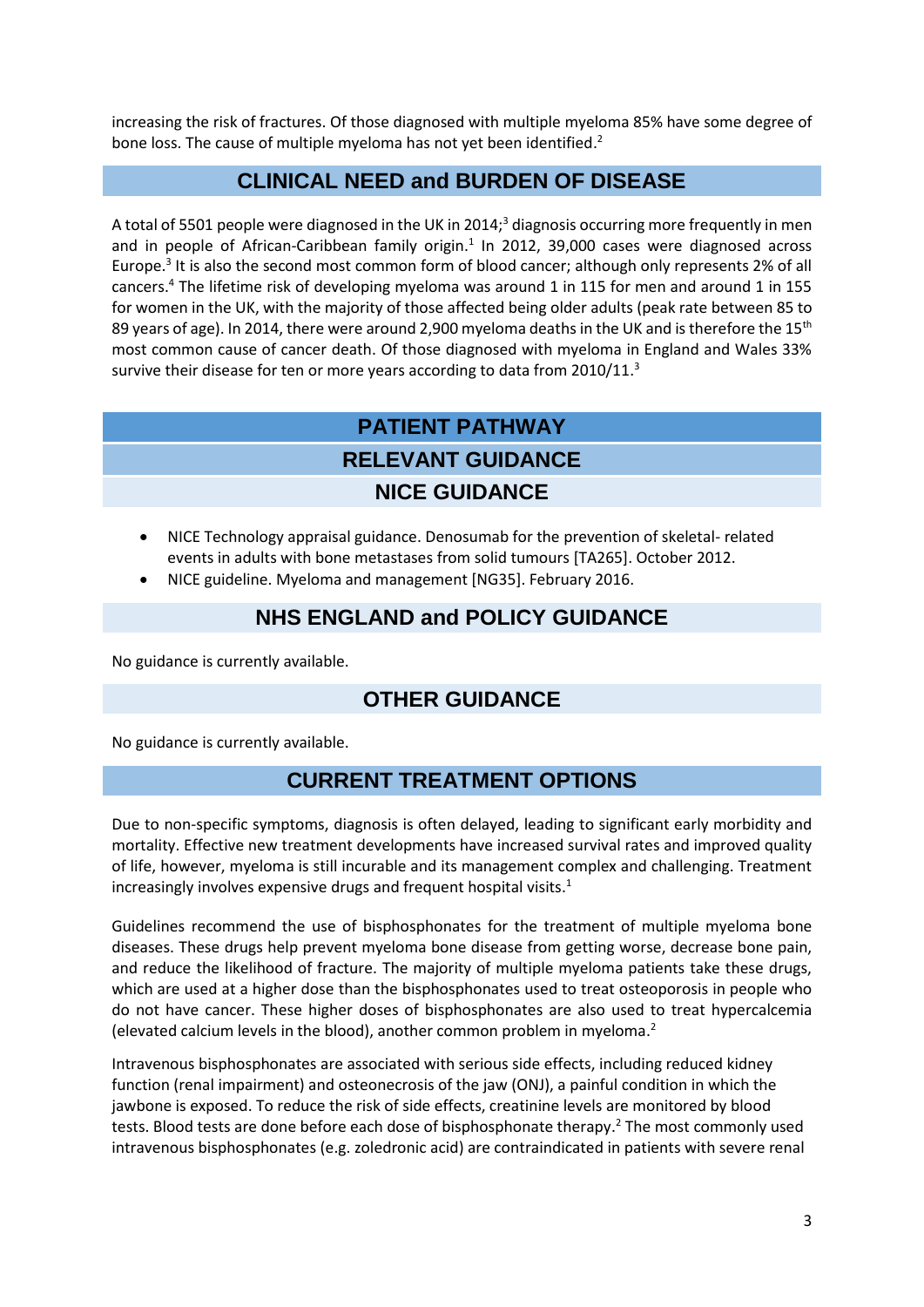increasing the risk of fractures. Of those diagnosed with multiple myeloma 85% have some degree of bone loss. The cause of multiple myeloma has not yet been identified.[2]

## CLINICAL NEED and BURDEN OF DISEASE

A total of 5501 people were diagnosed in the UK in 2014;[3] diagnosis occurring more frequently in men and in people of African-Caribbean family origin.[1] In 2012, 39,000 cases were diagnosed across Europe.[3] It is also the second most common form of blood cancer; although only represents 2% of all cancers.[4] The lifetime risk of developing myeloma was around 1 in 115 for men and around 1 in 155 for women in the UK, with the majority of those affected being older adults (peak rate between 85 to 89 years of age). In 2014, there were around 2,900 myeloma deaths in the UK and is therefore the 15th most common cause of cancer death. Of those diagnosed with myeloma in England and Wales 33% survive their disease for ten or more years according to data from 2010/11.[3]

## PATIENT PATHWAY

## RELEVANT GUIDANCE

### NICE GUIDANCE

- NICE Technology appraisal guidance. Denosumab for the prevention of skeletal- related events in adults with bone metastases from solid tumours [TA265]. October 2012.
- NICE guideline. Myeloma and management [NG35]. February 2016.

### NHS ENGLAND and POLICY GUIDANCE

No guidance is currently available.

### OTHER GUIDANCE

No guidance is currently available.

## CURRENT TREATMENT OPTIONS

Due to non-specific symptoms, diagnosis is often delayed, leading to significant early morbidity and mortality. Effective new treatment developments have increased survival rates and improved quality of life, however, myeloma is still incurable and its management complex and challenging. Treatment increasingly involves expensive drugs and frequent hospital visits.[1]

Guidelines recommend the use of bisphosphonates for the treatment of multiple myeloma bone diseases. These drugs help prevent myeloma bone disease from getting worse, decrease bone pain, and reduce the likelihood of fracture. The majority of multiple myeloma patients take these drugs, which are used at a higher dose than the bisphosphonates used to treat osteoporosis in people who do not have cancer. These higher doses of bisphosphonates are also used to treat hypercalcemia (elevated calcium levels in the blood), another common problem in myeloma.[2]

Intravenous bisphosphonates are associated with serious side effects, including reduced kidney function (renal impairment) and osteonecrosis of the jaw (ONJ), a painful condition in which the jawbone is exposed. To reduce the risk of side effects, creatinine levels are monitored by blood tests. Blood tests are done before each dose of bisphosphonate therapy.[2] The most commonly used intravenous bisphosphonates (e.g. zoledronic acid) are contraindicated in patients with severe renal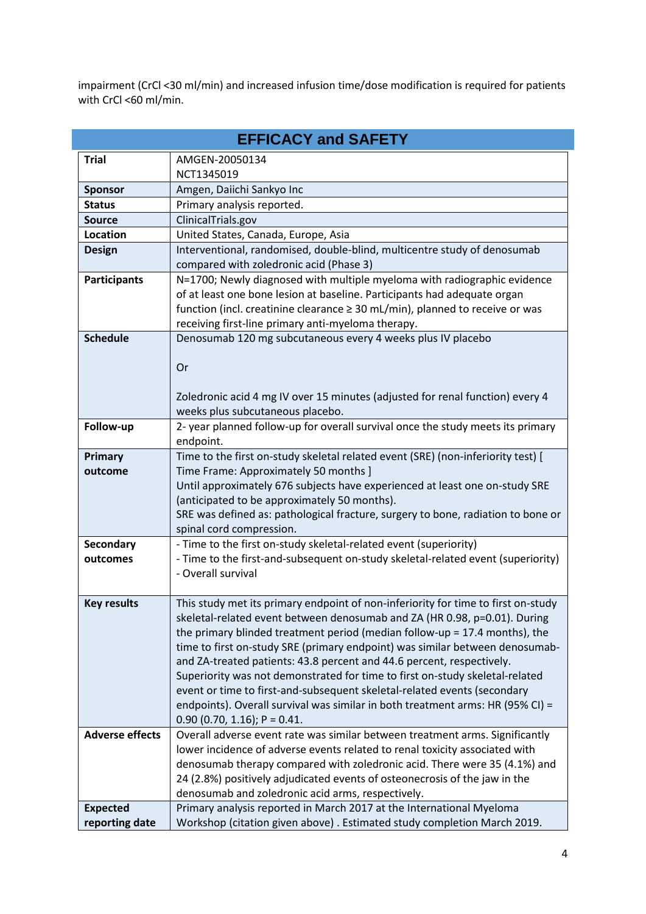impairment (CrCl <30 ml/min) and increased infusion time/dose modification is required for patients with CrCl <60 ml/min.

## EFFICACY and SAFETY

| | |
|---|---|
| **Trial** | AMGEN-20050134<br>NCT1345019 |
| **Sponsor** | Amgen, Daiichi Sankyo Inc |
| **Status** | Primary analysis reported. |
| **Source** | ClinicalTrials.gov |
| **Location** | United States, Canada, Europe, Asia |
| **Design** | Interventional, randomised, double-blind, multicentre study of denosumab compared with zoledronic acid (Phase 3) |
| **Participants** | N=1700; Newly diagnosed with multiple myeloma with radiographic evidence of at least one bone lesion at baseline. Participants had adequate organ function (incl. creatinine clearance ≥ 30 mL/min), planned to receive or was receiving first-line primary anti-myeloma therapy. |
| **Schedule** | Denosumab 120 mg subcutaneous every 4 weeks plus IV placebo<br><br>Or<br><br>Zoledronic acid 4 mg IV over 15 minutes (adjusted for renal function) every 4 weeks plus subcutaneous placebo. |
| **Follow-up** | 2- year planned follow-up for overall survival once the study meets its primary endpoint. |
| **Primary outcome** | Time to the first on-study skeletal related event (SRE) (non-inferiority test) [ Time Frame: Approximately 50 months ]<br>Until approximately 676 subjects have experienced at least one on-study SRE (anticipated to be approximately 50 months).<br>SRE was defined as: pathological fracture, surgery to bone, radiation to bone or spinal cord compression. |
| **Secondary outcomes** | - Time to the first on-study skeletal-related event (superiority)<br>- Time to the first-and-subsequent on-study skeletal-related event (superiority)<br>- Overall survival |
| **Key results** | This study met its primary endpoint of non-inferiority for time to first on-study skeletal-related event between denosumab and ZA (HR 0.98, p=0.01). During the primary blinded treatment period (median follow-up = 17.4 months), the time to first on-study SRE (primary endpoint) was similar between denosumab- and ZA-treated patients: 43.8 percent and 44.6 percent, respectively. Superiority was not demonstrated for time to first on-study skeletal-related event or time to first-and-subsequent skeletal-related events (secondary endpoints). Overall survival was similar in both treatment arms: HR (95% CI) = 0.90 (0.70, 1.16); P = 0.41. |
| **Adverse effects** | Overall adverse event rate was similar between treatment arms. Significantly lower incidence of adverse events related to renal toxicity associated with denosumab therapy compared with zoledronic acid. There were 35 (4.1%) and 24 (2.8%) positively adjudicated events of osteonecrosis of the jaw in the denosumab and zoledronic acid arms, respectively. |
| **Expected reporting date** | Primary analysis reported in March 2017 at the International Myeloma Workshop (citation given above) . Estimated study completion March 2019. |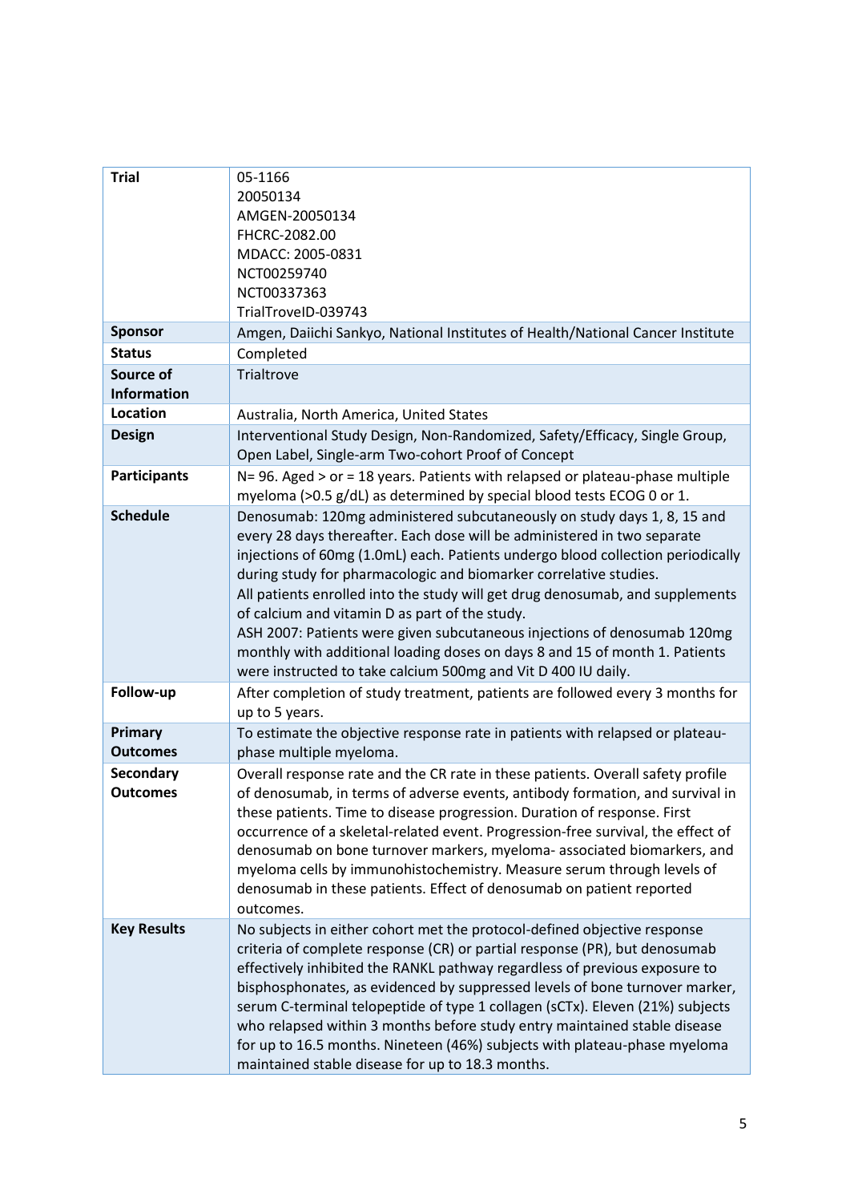| Trial | 05-1166<br>20050134<br>AMGEN-20050134<br>FHCRC-2082.00<br>MDACC: 2005-0831<br>NCT00259740<br>NCT00337363<br>TrialTroveID-039743 |
|---|---|
| **Sponsor** | Amgen, Daiichi Sankyo, National Institutes of Health/National Cancer Institute |
| **Status** | Completed |
| **Source of Information** | Trialtrove |
| **Location** | Australia, North America, United States |
| **Design** | Interventional Study Design, Non-Randomized, Safety/Efficacy, Single Group, Open Label, Single-arm Two-cohort Proof of Concept |
| **Participants** | N= 96. Aged > or = 18 years. Patients with relapsed or plateau-phase multiple myeloma (>0.5 g/dL) as determined by special blood tests ECOG 0 or 1. |
| **Schedule** | Denosumab: 120mg administered subcutaneously on study days 1, 8, 15 and every 28 days thereafter. Each dose will be administered in two separate injections of 60mg (1.0mL) each. Patients undergo blood collection periodically during study for pharmacologic and biomarker correlative studies.<br>All patients enrolled into the study will get drug denosumab, and supplements of calcium and vitamin D as part of the study.<br>ASH 2007: Patients were given subcutaneous injections of denosumab 120mg monthly with additional loading doses on days 8 and 15 of month 1. Patients were instructed to take calcium 500mg and Vit D 400 IU daily. |
| **Follow-up** | After completion of study treatment, patients are followed every 3 months for up to 5 years. |
| **Primary Outcomes** | To estimate the objective response rate in patients with relapsed or plateau-phase multiple myeloma. |
| **Secondary Outcomes** | Overall response rate and the CR rate in these patients. Overall safety profile of denosumab, in terms of adverse events, antibody formation, and survival in these patients. Time to disease progression. Duration of response. First occurrence of a skeletal-related event. Progression-free survival, the effect of denosumab on bone turnover markers, myeloma- associated biomarkers, and myeloma cells by immunohistochemistry. Measure serum through levels of denosumab in these patients. Effect of denosumab on patient reported outcomes. |
| **Key Results** | No subjects in either cohort met the protocol-defined objective response criteria of complete response (CR) or partial response (PR), but denosumab effectively inhibited the RANKL pathway regardless of previous exposure to bisphosphonates, as evidenced by suppressed levels of bone turnover marker, serum C-terminal telopeptide of type 1 collagen (sCTx). Eleven (21%) subjects who relapsed within 3 months before study entry maintained stable disease for up to 16.5 months. Nineteen (46%) subjects with plateau-phase myeloma maintained stable disease for up to 18.3 months. |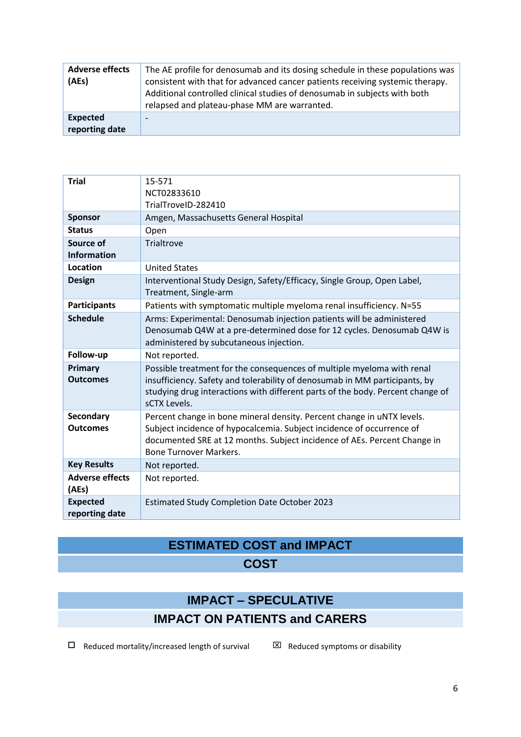| | |
|---|---|
| **Adverse effects (AEs)** | The AE profile for denosumab and its dosing schedule in these populations was consistent with that for advanced cancer patients receiving systemic therapy. Additional controlled clinical studies of denosumab in subjects with both relapsed and plateau-phase MM are warranted. |
| **Expected reporting date** | - |

| | |
|---|---|
| **Trial** | 15-571<br>NCT02833610<br>TrialTroveID-282410 |
| **Sponsor** | Amgen, Massachusetts General Hospital |
| **Status** | Open |
| **Source of Information** | Trialtrove |
| **Location** | United States |
| **Design** | Interventional Study Design, Safety/Efficacy, Single Group, Open Label, Treatment, Single-arm |
| **Participants** | Patients with symptomatic multiple myeloma renal insufficiency. N=55 |
| **Schedule** | Arms: Experimental: Denosumab injection patients will be administered Denosumab Q4W at a pre-determined dose for 12 cycles. Denosumab Q4W is administered by subcutaneous injection. |
| **Follow-up** | Not reported. |
| **Primary Outcomes** | Possible treatment for the consequences of multiple myeloma with renal insufficiency. Safety and tolerability of denosumab in MM participants, by studying drug interactions with different parts of the body. Percent change of sCTX Levels. |
| **Secondary Outcomes** | Percent change in bone mineral density. Percent change in uNTX levels. Subject incidence of hypocalcemia. Subject incidence of occurrence of documented SRE at 12 months. Subject incidence of AEs. Percent Change in Bone Turnover Markers. |
| **Key Results** | Not reported. |
| **Adverse effects (AEs)** | Not reported. |
| **Expected reporting date** | Estimated Study Completion Date October 2023 |

# ESTIMATED COST and IMPACT

## COST

## IMPACT – SPECULATIVE

## IMPACT ON PATIENTS and CARERS

☐ Reduced mortality/increased length of survival ☒ Reduced symptoms or disability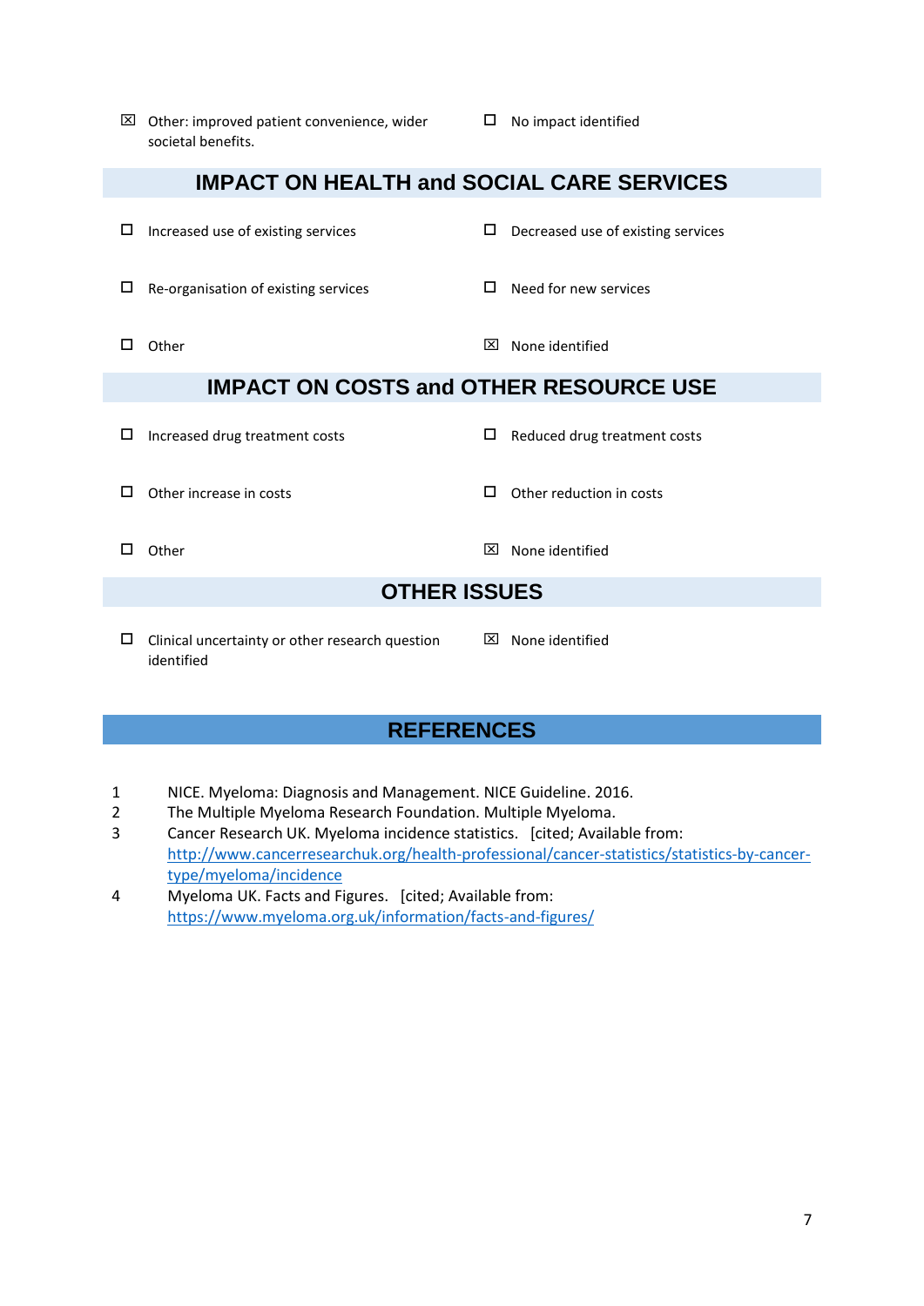☒ Other: improved patient convenience, wider societal benefits.

☐ No impact identified

## IMPACT ON HEALTH and SOCIAL CARE SERVICES

☐ Increased use of existing services

☐ Decreased use of existing services

☐ Re-organisation of existing services

☐ Need for new services

☐ Other

☒ None identified

## IMPACT ON COSTS and OTHER RESOURCE USE

☐ Increased drug treatment costs

☐ Reduced drug treatment costs

☐ Other increase in costs

☐ Other reduction in costs

☐ Other

☒ None identified

## OTHER ISSUES

☐ Clinical uncertainty or other research question identified

☒ None identified

## REFERENCES

1. NICE. Myeloma: Diagnosis and Management. NICE Guideline. 2016.
2. The Multiple Myeloma Research Foundation. Multiple Myeloma.
3. Cancer Research UK. Myeloma incidence statistics. [cited; Available from: http://www.cancerresearchuk.org/health-professional/cancer-statistics/statistics-by-cancer-type/myeloma/incidence
4. Myeloma UK. Facts and Figures. [cited; Available from: https://www.myeloma.org.uk/information/facts-and-figures/